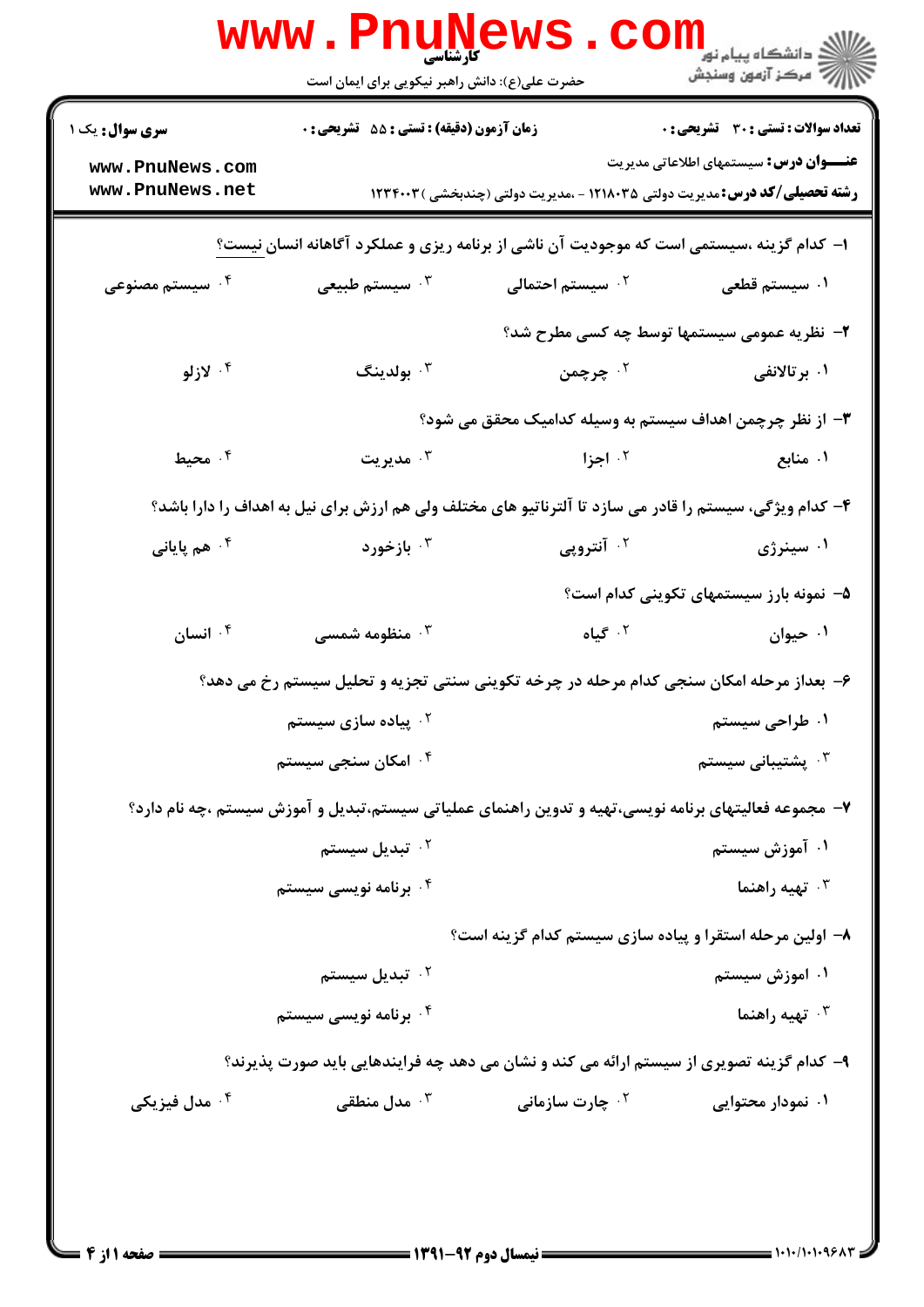کارشناسی

حضرت علی(ع): دانش راهبر نیکویی برای ایمان است

دانشگاه پیام نور
مرکز آزمون وسنجش

**سری سوال:** یک ۱

**زمان آزمون (دقیقه) : تستی : ۵۵ تشریحی : ۰**

**تعداد سوالات : تستی : ۳۰ تشریحی : ۰**

www.PnuNews.com
www.PnuNews.net

**عنـــوان درس:** سیستمهای اطلاعاتی مدیریت

**رشته تحصیلی/کد درس:** مدیریت دولتی ۱۲۱۸۰۳۵ - ،مدیریت دولتی (چندبخشی )۱۲۳۴۰۰۳

۱- کدام گزینه ،سیستمی است که موجودیت آن ناشی از برنامه ریزی و عملکرد آگاهانه انسان نیست؟

۱. سیستم قطعی
۲. سیستم احتمالی
۳. سیستم طبیعی
۴. سیستم مصنوعی

۲- نظریه عمومی سیستمها توسط چه کسی مطرح شد؟

۱. برتالانفی
۲. چرچمن
۳. بولدینگ
۴. لازلو

۳- از نظر چرچمن اهداف سیستم به وسیله کدامیک محقق می شود؟

۱. منابع
۲. اجزا
۳. مدیریت
۴. محیط

۴- کدام ویژگی، سیستم را قادر می سازد تا آلترناتیو های مختلف ولی هم ارزش برای نیل به اهداف را دارا باشد؟

۱. سینرژی
۲. آنتروپی
۳. بازخورد
۴. هم پایانی

۵- نمونه بارز سیستمهای تکوینی کدام است؟

۱. حیوان
۲. گیاه
۳. منظومه شمسی
۴. انسان

۶- بعداز مرحله امکان سنجی کدام مرحله در چرخه تکوینی سنتی تجزیه و تحلیل سیستم رخ می دهد؟

۱. طراحی سیستم
۲. پیاده سازی سیستم
۳. پشتیبانی سیستم
۴. امکان سنجی سیستم

۷- مجموعه فعالیتهای برنامه نویسی،تهیه و تدوین راهنمای عملیاتی سیستم،تبدیل و آموزش سیستم ،چه نام دارد؟

۱. آموزش سیستم
۲. تبدیل سیستم
۳. تهیه راهنما
۴. برنامه نویسی سیستم

۸- اولین مرحله استقرا و پیاده سازی سیستم کدام گزینه است؟

۱. اموزش سیستم
۲. تبدیل سیستم
۳. تهیه راهنما
۴. برنامه نویسی سیستم

۹- کدام گزینه تصویری از سیستم ارائه می کند و نشان می دهد چه فرایندهایی باید صورت پذیرند؟

۱. نمودار محتوایی
۲. چارت سازمانی
۳. مدل منطقی
۴. مدل فیزیکی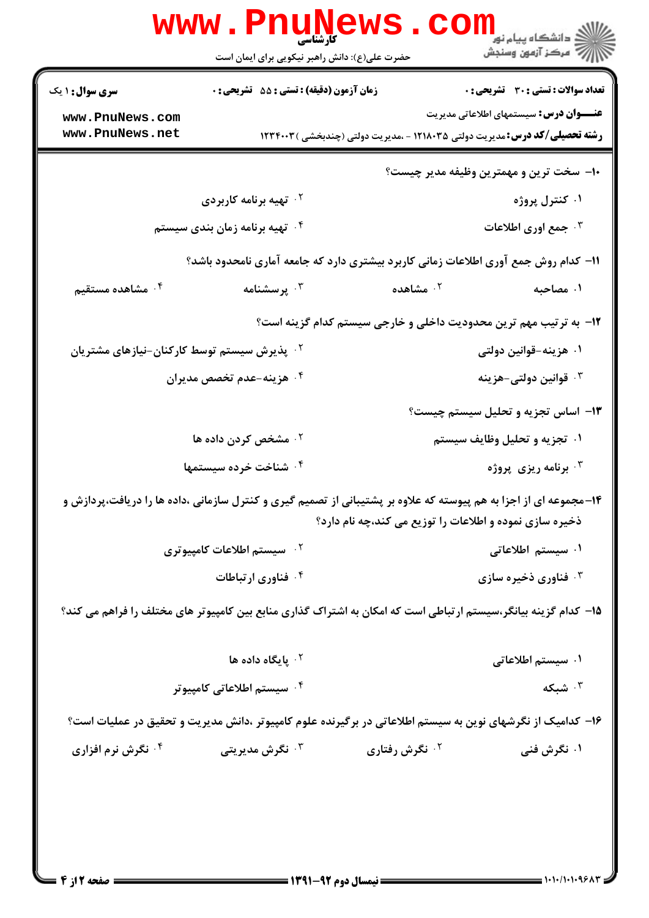۱۰- سخت ترین و مهمترین وظیفه مدیر چیست؟

۱. کنترل پروژه

۲. تهیه برنامه کاربردی

۳. جمع اوری اطلاعات

۴. تهیه برنامه زمان بندی سیستم

۱۱- کدام روش جمع آوری اطلاعات زمانی کاربرد بیشتری دارد که جامعه آماری نامحدود باشد؟

۱. مصاحبه

۲. مشاهده

۳. پرسشنامه

۴. مشاهده مستقیم

۱۲- به ترتیب مهم ترین محدودیت داخلی و خارجی سیستم کدام گزینه است؟

۱. هزینه-قوانین دولتی

۲. پذیرش سیستم توسط کارکنان-نیازهای مشتریان

۳. قوانین دولتی-هزینه

۴. هزینه-عدم تخصص مدیران

۱۳- اساس تجزیه و تحلیل سیستم چیست؟

۱. تجزیه و تحلیل وظایف سیستم

۲. مشخص کردن داده ها

۳. برنامه ریزی پروژه

۴. شناخت خرده سیستمها

۱۴-مجموعه ای از اجزا به هم پیوسته که علاوه بر پشتیبانی از تصمیم گیری و کنترل سازمانی ،داده ها را دریافت،پردازش و ذخیره سازی نموده و اطلاعات را توزیع می کند،چه نام دارد؟

۱. سیستم اطلاعاتی

۲. سیستم اطلاعات کامپیوتری

۳. فناوری ذخیره سازی

۴. فناوری ارتباطات

۱۵- کدام گزینه بیانگر،سیستم ارتباطی است که امکان به اشتراک گذاری منابع بین کامپیوتر های مختلف را فراهم می کند؟

۱. سیستم اطلاعاتی

۲. پایگاه داده ها

۳. شبکه

۴. سیستم اطلاعاتی کامپیوتر

۱۶- کدامیک از نگرشهای نوین به سیستم اطلاعاتی در برگیرنده علوم کامپیوتر ،دانش مدیریت و تحقیق در عملیات است؟

۱. نگرش فنی

۲. نگرش رفتاری

۳. نگرش مدیریتی

۴. نگرش نرم افزاری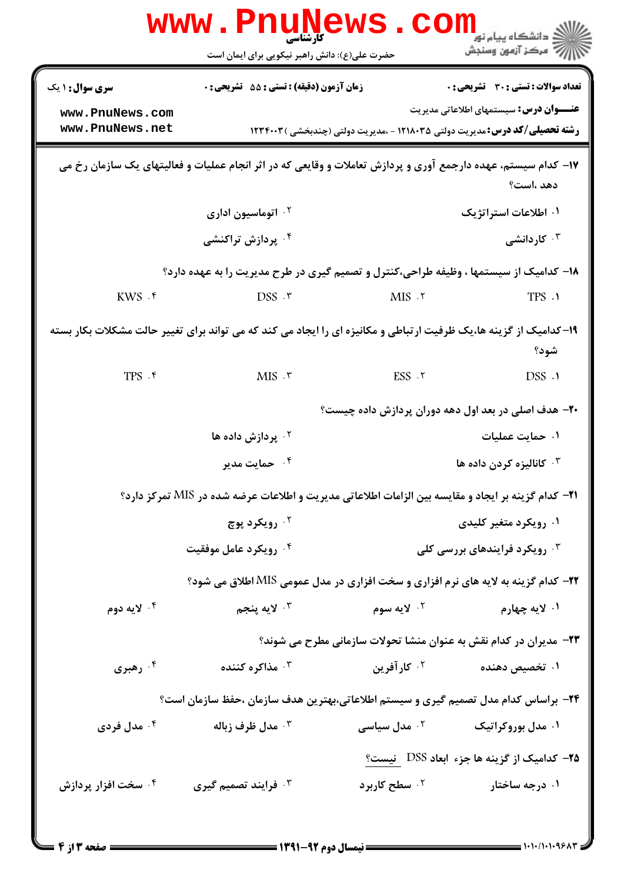**سری سوال:** ۱ یک

**زمان آزمون (دقیقه):** تستی : ۵۵ تشریحی : ۰

**تعداد سوالات:** تستی : ۳۰ تشریحی : ۰

**عنـــوان درس:** سیستمهای اطلاعاتی مدیریت

**رشته تحصیلی/کد درس:** مدیریت دولتی ۱۲۱۸۰۳۵ - ،مدیریت دولتی (چندبخشی ) ۱۲۳۴۰۰۳

۱۷- کدام سیستم، عهده دارجمع آوری و پردازش تعاملات و وقایعی که در اثر انجام عملیات و فعالیتهای یک سازمان رخ می دهد ،است؟

۱. اطلاعات استراتژیک
۲. اتوماسیون اداری
۳. کاردانشی
۴. پردازش تراکنشی

۱۸- کدامیک از سیستمها ، وظیفه طراحی،کنترل و تصمیم گیری در طرح مدیریت را به عهده دارد؟

۱. TPS
۲. MIS
۳. DSS
۴. KWS

۱۹- کدامیک از گزینه ها،یک ظرفیت ارتباطی و مکانیزه ای را ایجاد می کند که می تواند برای تغییر حالت مشکلات بکار بسته شود؟

۱. DSS
۲. ESS
۳. MIS
۴. TPS

۲۰- هدف اصلی در بعد اول دهه دوران پردازش داده چیست؟

۱. حمایت عملیات
۲. پردازش داده ها
۳. کانالیزه کردن داده ها
۴. حمایت مدیر

۲۱- کدام گزینه بر ایجاد و مقایسه بین الزامات اطلاعاتی مدیریت و اطلاعات عرضه شده در MIS تمرکز دارد؟

۱. رویکرد متغیر کلیدی
۲. رویکرد پوچ
۳. رویکرد فرایندهای بررسی کلی
۴. رویکرد عامل موفقیت

۲۲- کدام گزینه به لایه های نرم افزاری و سخت افزاری در مدل عمومی MIS اطلاق می شود؟

۱. لایه چهارم
۲. لایه سوم
۳. لایه پنجم
۴. لایه دوم

۲۳- مدیران در کدام نقش به عنوان منشا تحولات سازمانی مطرح می شوند؟

۱. تخصیص دهنده
۲. کارآفرین
۳. مذاکره کننده
۴. رهبری

۲۴- براساس کدام مدل تصمیم گیری و سیستم اطلاعاتی،بهترین هدف سازمان ،حفظ سازمان است؟

۱. مدل بوروکراتیک
۲. مدل سیاسی
۳. مدل ظرف زباله
۴. مدل فردی

۲۵- کدامیک از گزینه ها جزء ابعاد DSS نیست؟

۱. درجه ساختار
۲. سطح کاربرد
۳. فرایند تصمیم گیری
۴. سخت افزار پردازش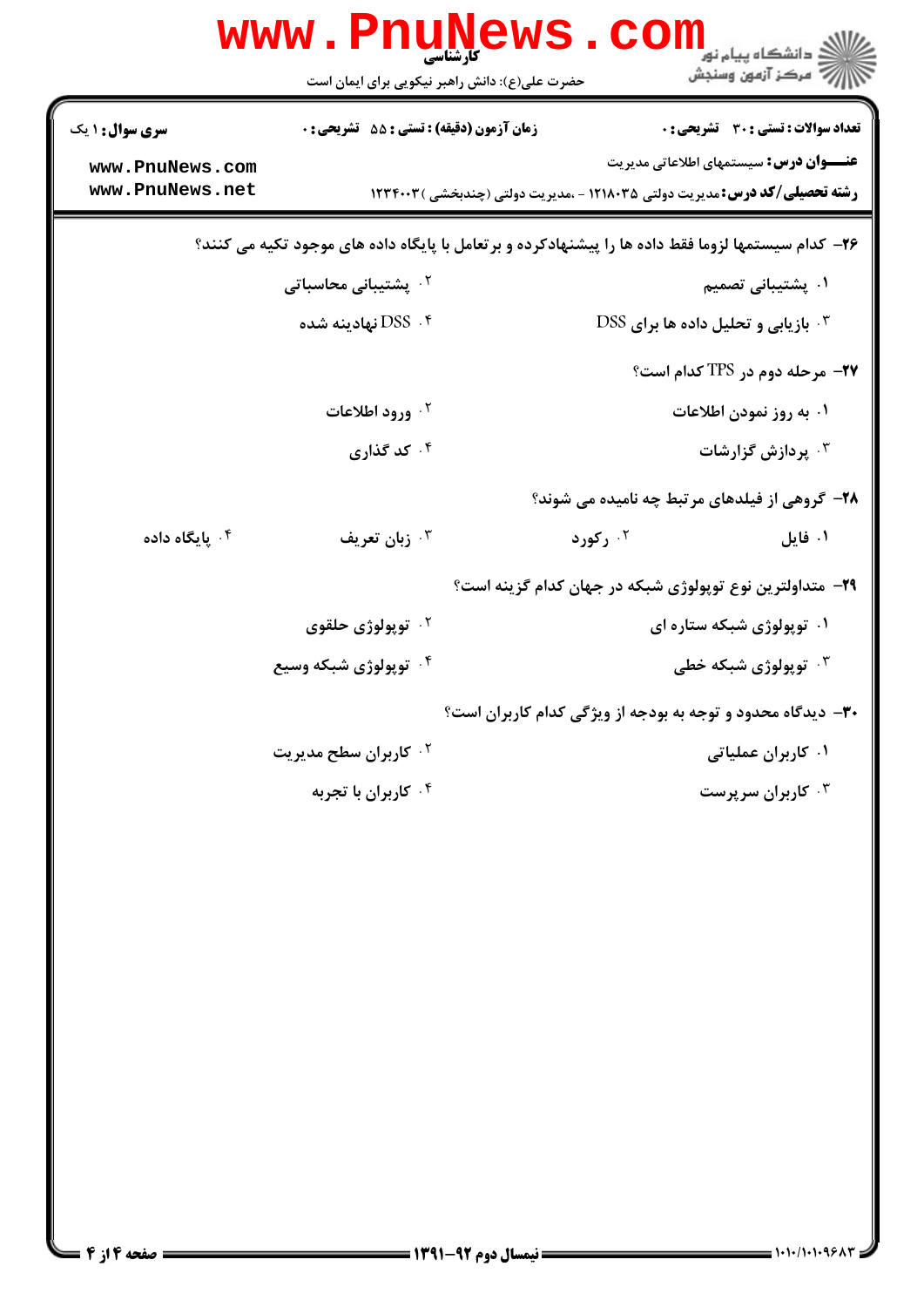**تعداد سوالات : تستی : ۳۰ تشریحی : ۰** | **زمان آزمون (دقیقه) : تستی : ۵۵ تشریحی : ۰** | **سری سوال : ۱ یک**

**عنوان درس :** سیستمهای اطلاعاتی مدیریت

**رشته تحصیلی/کد درس :** مدیریت دولتی ۱۲۱۸۰۳۵ - ،مدیریت دولتی (چندبخشی ) ۱۲۳۴۰۰۳

**۲۶-** کدام سیستمها لزوما فقط داده ها را پیشنهادکرده و برتعامل با پایگاه داده های موجود تکیه می کنند؟

۱. پشتیبانی تصمیم
۲. پشتیبانی محاسباتی
۳. بازیابی و تحلیل داده ها برای DSS
۴. DSS نهادینه شده

**۲۷-** مرحله دوم در TPS کدام است؟

۱. به روز نمودن اطلاعات
۲. ورود اطلاعات
۳. پردازش گزارشات
۴. کد گذاری

**۲۸-** گروهی از فیلدهای مرتبط چه نامیده می شوند؟

۱. فایل
۲. رکورد
۳. زبان تعریف
۴. پایگاه داده

**۲۹-** متداولترین نوع توپولوژی شبکه در جهان کدام گزینه است؟

۱. توپولوژی شبکه ستاره ای
۲. توپولوژی حلقوی
۳. توپولوژی شبکه خطی
۴. توپولوژی شبکه وسیع

**۳۰-** دیدگاه محدود و توجه به بودجه از ویژگی کدام کاربران است؟

۱. کاربران عملیاتی
۲. کاربران سطح مدیریت
۳. کاربران سرپرست
۴. کاربران با تجربه